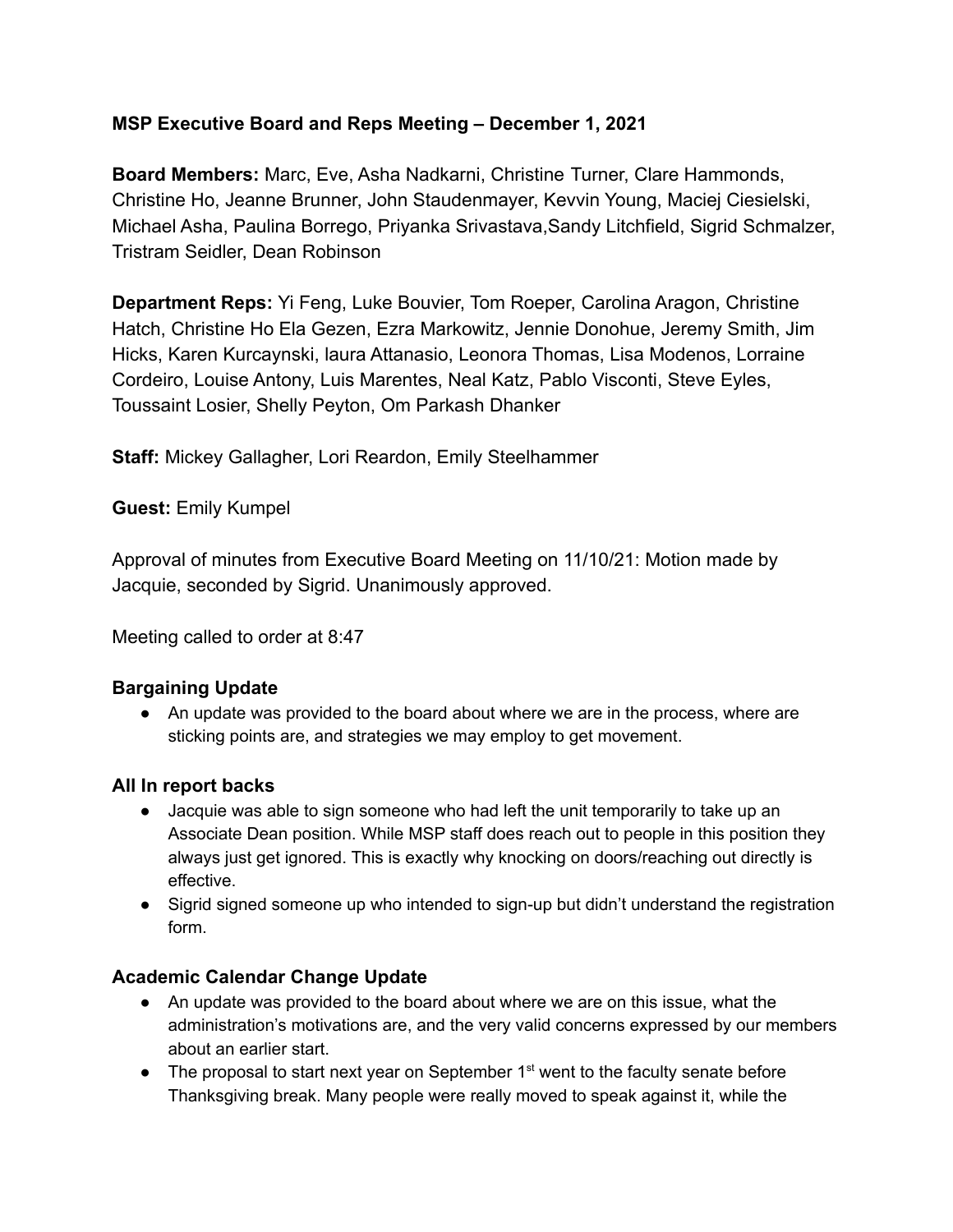**MSP Executive Board and Reps Meeting – December 1, 2021**

**Board Members:** Marc, Eve, Asha Nadkarni, Christine Turner, Clare Hammonds, Christine Ho, Jeanne Brunner, John Staudenmayer, Kevvin Young, Maciej Ciesielski, Michael Asha, Paulina Borrego, Priyanka Srivastava,Sandy Litchfield, Sigrid Schmalzer, Tristram Seidler, Dean Robinson

**Department Reps:** Yi Feng, Luke Bouvier, Tom Roeper, Carolina Aragon, Christine Hatch, Christine Ho Ela Gezen, Ezra Markowitz, Jennie Donohue, Jeremy Smith, Jim Hicks, Karen Kurcaynski, laura Attanasio, Leonora Thomas, Lisa Modenos, Lorraine Cordeiro, Louise Antony, Luis Marentes, Neal Katz, Pablo Visconti, Steve Eyles, Toussaint Losier, Shelly Peyton, Om Parkash Dhanker

**Staff:** Mickey Gallagher, Lori Reardon, Emily Steelhammer

**Guest:** Emily Kumpel

Approval of minutes from Executive Board Meeting on 11/10/21: Motion made by Jacquie, seconded by Sigrid. Unanimously approved.

Meeting called to order at 8:47

### Bargaining Update

- An update was provided to the board about where we are in the process, where are sticking points are, and strategies we may employ to get movement.

### All In report backs

- Jacquie was able to sign someone who had left the unit temporarily to take up an Associate Dean position. While MSP staff does reach out to people in this position they always just get ignored. This is exactly why knocking on doors/reaching out directly is effective.
- Sigrid signed someone up who intended to sign-up but didn't understand the registration form.

### Academic Calendar Change Update

- An update was provided to the board about where we are on this issue, what the administration's motivations are, and the very valid concerns expressed by our members about an earlier start.
- The proposal to start next year on September 1st went to the faculty senate before Thanksgiving break. Many people were really moved to speak against it, while the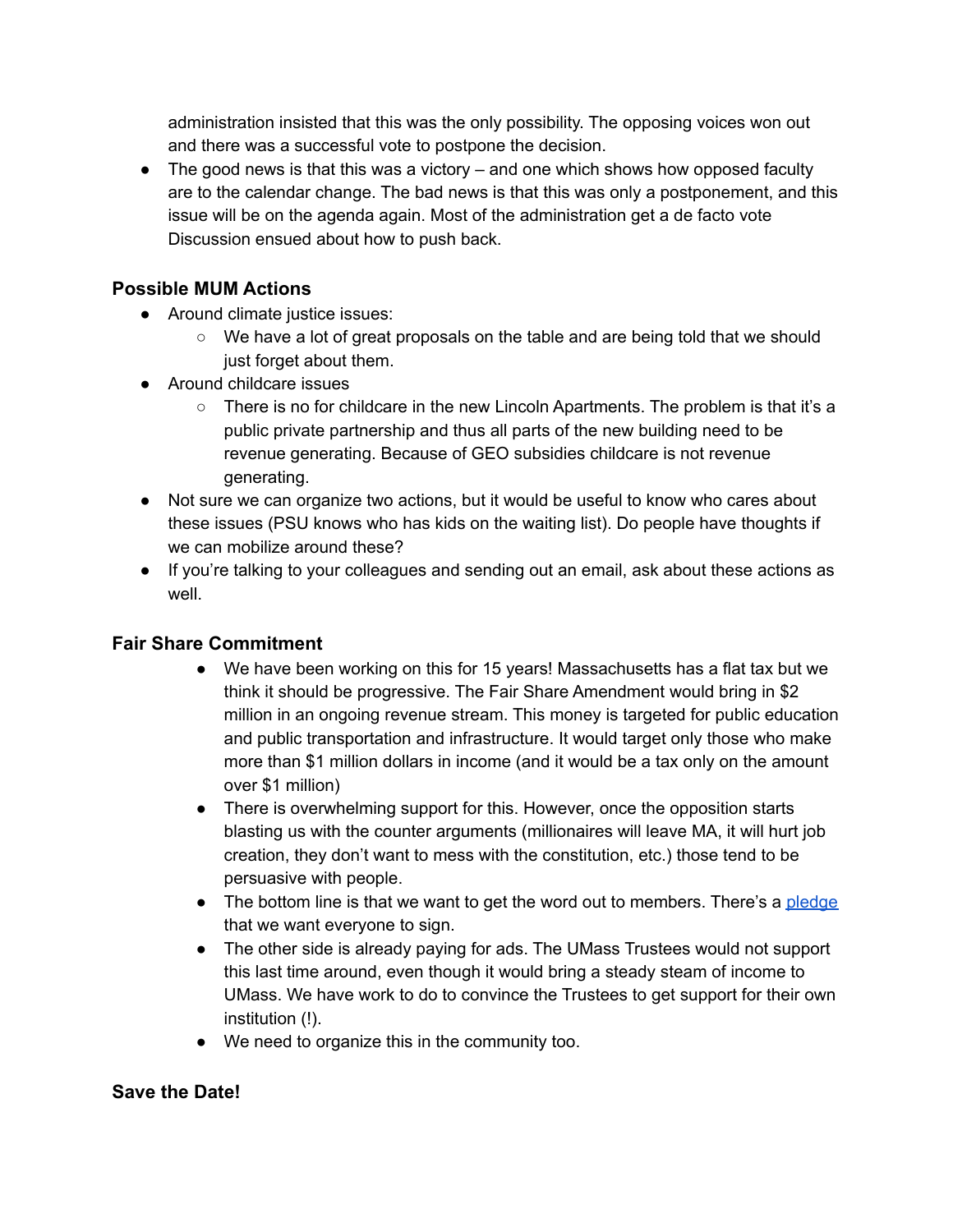administration insisted that this was the only possibility. The opposing voices won out and there was a successful vote to postpone the decision.

- The good news is that this was a victory – and one which shows how opposed faculty are to the calendar change. The bad news is that this was only a postponement, and this issue will be on the agenda again. Most of the administration get a de facto vote Discussion ensued about how to push back.

### Possible MUM Actions

- Around climate justice issues:
  - We have a lot of great proposals on the table and are being told that we should just forget about them.
- Around childcare issues
  - There is no for childcare in the new Lincoln Apartments. The problem is that it's a public private partnership and thus all parts of the new building need to be revenue generating. Because of GEO subsidies childcare is not revenue generating.
- Not sure we can organize two actions, but it would be useful to know who cares about these issues (PSU knows who has kids on the waiting list). Do people have thoughts if we can mobilize around these?
- If you're talking to your colleagues and sending out an email, ask about these actions as well.

### Fair Share Commitment

- We have been working on this for 15 years! Massachusetts has a flat tax but we think it should be progressive. The Fair Share Amendment would bring in $2 million in an ongoing revenue stream. This money is targeted for public education and public transportation and infrastructure. It would target only those who make more than $1 million dollars in income (and it would be a tax only on the amount over $1 million)
- There is overwhelming support for this. However, once the opposition starts blasting us with the counter arguments (millionaires will leave MA, it will hurt job creation, they don't want to mess with the constitution, etc.) those tend to be persuasive with people.
- The bottom line is that we want to get the word out to members. There's a pledge that we want everyone to sign.
- The other side is already paying for ads. The UMass Trustees would not support this last time around, even though it would bring a steady steam of income to UMass. We have work to do to convince the Trustees to get support for their own institution (!).
- We need to organize this in the community too.

### Save the Date!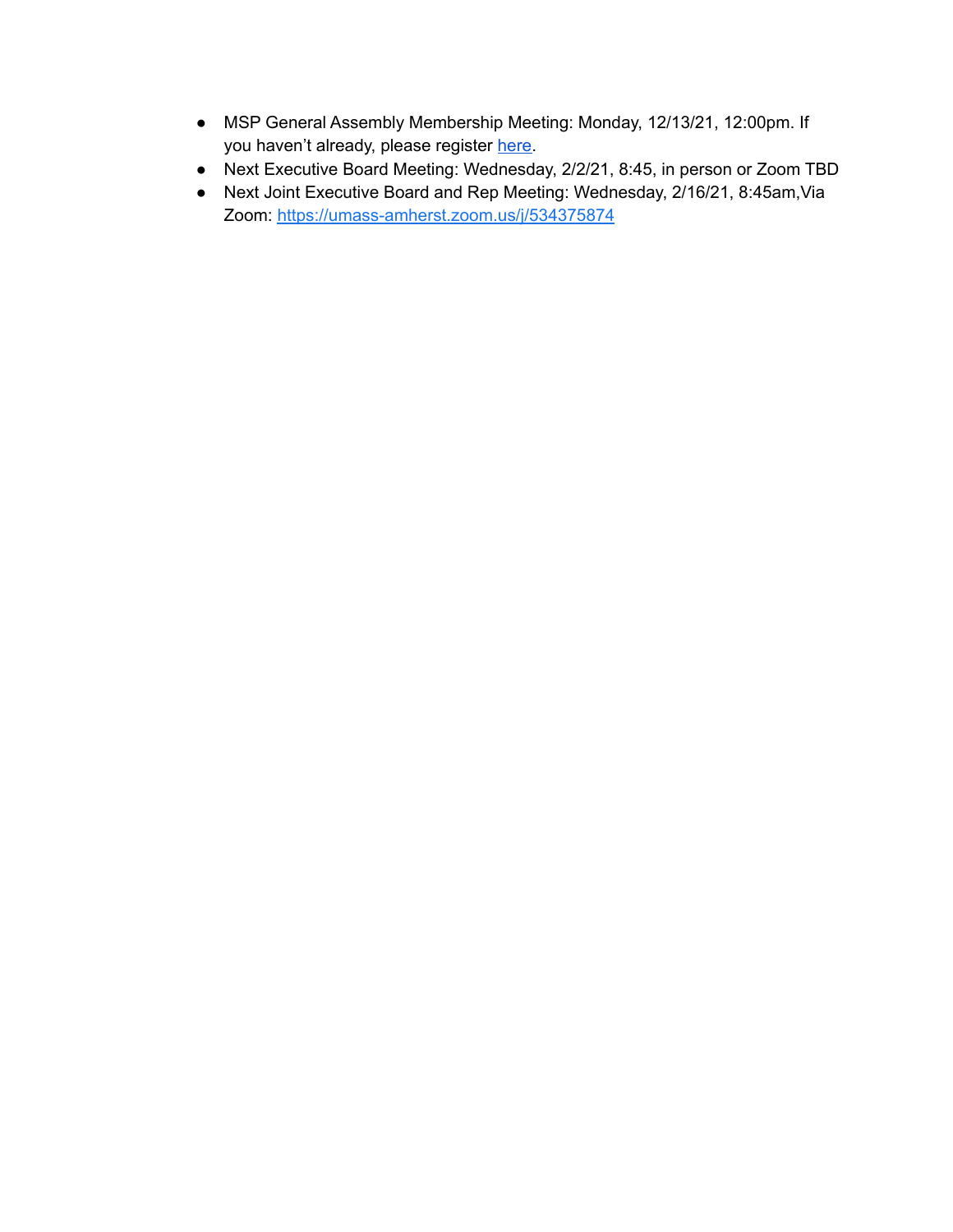- MSP General Assembly Membership Meeting: Monday, 12/13/21, 12:00pm. If you haven't already, please register here.
- Next Executive Board Meeting: Wednesday, 2/2/21, 8:45, in person or Zoom TBD
- Next Joint Executive Board and Rep Meeting: Wednesday, 2/16/21, 8:45am,Via Zoom: https://umass-amherst.zoom.us/j/534375874